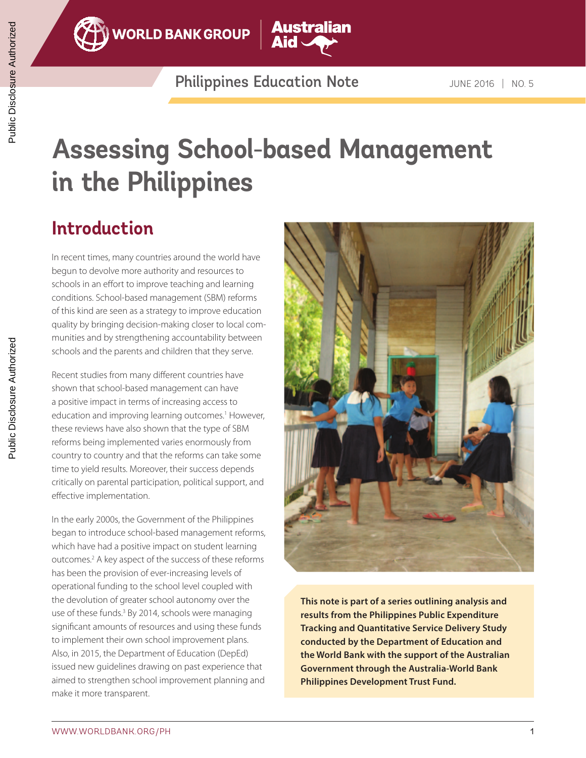Philippines Education Note

JUNE 2016 | NO. 5

# Assessing School-based Management in the Philippines

## Introduction

In recent times, many countries around the world have begun to devolve more authority and resources to schools in an effort to improve teaching and learning conditions. School-based management (SBM) reforms of this kind are seen as a strategy to improve education quality by bringing decision-making closer to local communities and by strengthening accountability between schools and the parents and children that they serve.

Recent studies from many different countries have shown that school-based management can have a positive impact in terms of increasing access to education and improving learning outcomes.[1] However, these reviews have also shown that the type of SBM reforms being implemented varies enormously from country to country and that the reforms can take some time to yield results. Moreover, their success depends critically on parental participation, political support, and effective implementation.

In the early 2000s, the Government of the Philippines began to introduce school-based management reforms, which have had a positive impact on student learning outcomes.[2] A key aspect of the success of these reforms has been the provision of ever-increasing levels of operational funding to the school level coupled with the devolution of greater school autonomy over the use of these funds.[3] By 2014, schools were managing significant amounts of resources and using these funds to implement their own school improvement plans. Also, in 2015, the Department of Education (DepEd) issued new guidelines drawing on past experience that aimed to strengthen school improvement planning and make it more transparent.

**This note is part of a series outlining analysis and results from the Philippines Public Expenditure Tracking and Quantitative Service Delivery Study conducted by the Department of Education and the World Bank with the support of the Australian Government through the Australia-World Bank Philippines Development Trust Fund.**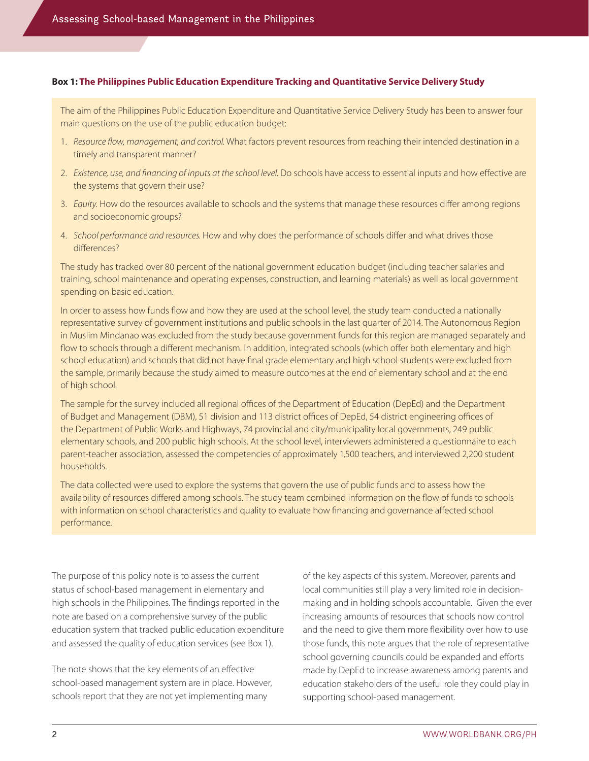**Box 1: The Philippines Public Education Expenditure Tracking and Quantitative Service Delivery Study**

The aim of the Philippines Public Education Expenditure and Quantitative Service Delivery Study has been to answer four main questions on the use of the public education budget:

1. *Resource flow, management, and control.* What factors prevent resources from reaching their intended destination in a timely and transparent manner?
2. *Existence, use, and financing of inputs at the school level.* Do schools have access to essential inputs and how effective are the systems that govern their use?
3. *Equity.* How do the resources available to schools and the systems that manage these resources differ among regions and socioeconomic groups?
4. *School performance and resources.* How and why does the performance of schools differ and what drives those differences?

The study has tracked over 80 percent of the national government education budget (including teacher salaries and training, school maintenance and operating expenses, construction, and learning materials) as well as local government spending on basic education.

In order to assess how funds flow and how they are used at the school level, the study team conducted a nationally representative survey of government institutions and public schools in the last quarter of 2014. The Autonomous Region in Muslim Mindanao was excluded from the study because government funds for this region are managed separately and flow to schools through a different mechanism. In addition, integrated schools (which offer both elementary and high school education) and schools that did not have final grade elementary and high school students were excluded from the sample, primarily because the study aimed to measure outcomes at the end of elementary school and at the end of high school.

The sample for the survey included all regional offices of the Department of Education (DepEd) and the Department of Budget and Management (DBM), 51 division and 113 district offices of DepEd, 54 district engineering offices of the Department of Public Works and Highways, 74 provincial and city/municipality local governments, 249 public elementary schools, and 200 public high schools. At the school level, interviewers administered a questionnaire to each parent-teacher association, assessed the competencies of approximately 1,500 teachers, and interviewed 2,200 student households.

The data collected were used to explore the systems that govern the use of public funds and to assess how the availability of resources differed among schools. The study team combined information on the flow of funds to schools with information on school characteristics and quality to evaluate how financing and governance affected school performance.

The purpose of this policy note is to assess the current status of school-based management in elementary and high schools in the Philippines. The findings reported in the note are based on a comprehensive survey of the public education system that tracked public education expenditure and assessed the quality of education services (see Box 1).

The note shows that the key elements of an effective school-based management system are in place. However, schools report that they are not yet implementing many of the key aspects of this system. Moreover, parents and local communities still play a very limited role in decision-making and in holding schools accountable. Given the ever increasing amounts of resources that schools now control and the need to give them more flexibility over how to use those funds, this note argues that the role of representative school governing councils could be expanded and efforts made by DepEd to increase awareness among parents and education stakeholders of the useful role they could play in supporting school-based management.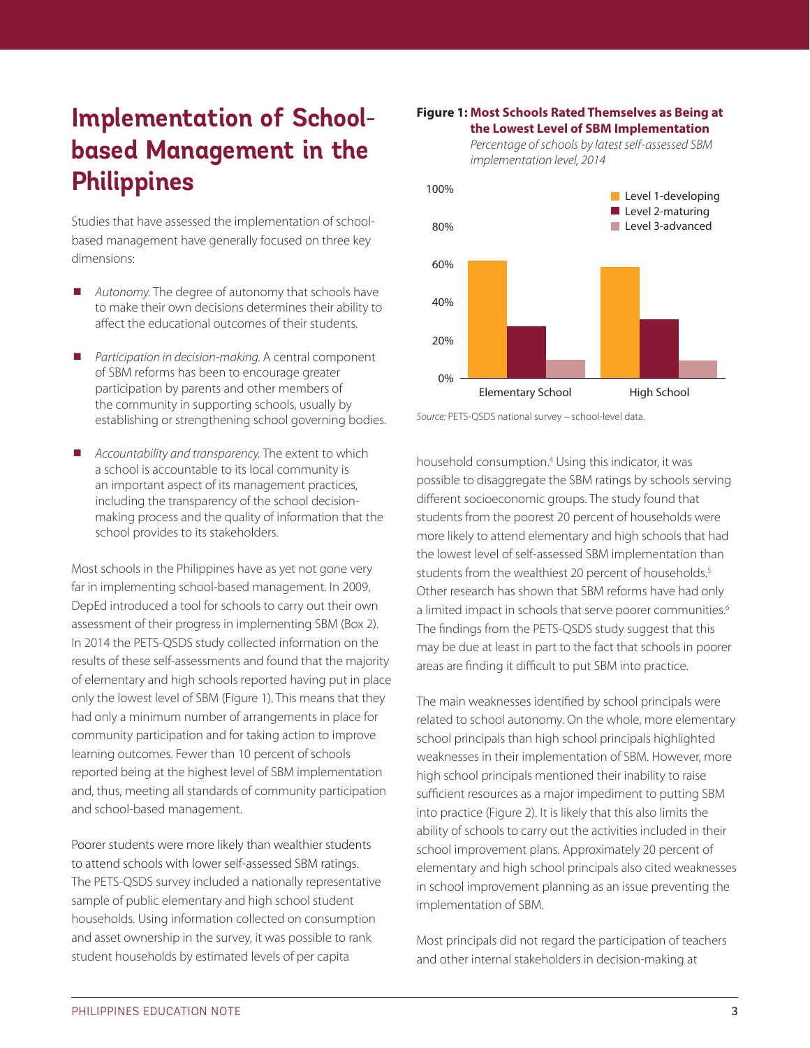# Implementation of School-based Management in the Philippines

Studies that have assessed the implementation of school-based management have generally focused on three key dimensions:

- *Autonomy.* The degree of autonomy that schools have to make their own decisions determines their ability to affect the educational outcomes of their students.
- *Participation in decision-making.* A central component of SBM reforms has been to encourage greater participation by parents and other members of the community in supporting schools, usually by establishing or strengthening school governing bodies.
- *Accountability and transparency.* The extent to which a school is accountable to its local community is an important aspect of its management practices, including the transparency of the school decision-making process and the quality of information that the school provides to its stakeholders.

Most schools in the Philippines have as yet not gone very far in implementing school-based management. In 2009, DepEd introduced a tool for schools to carry out their own assessment of their progress in implementing SBM (Box 2). In 2014 the PETS-QSDS study collected information on the results of these self-assessments and found that the majority of elementary and high schools reported having put in place only the lowest level of SBM (Figure 1). This means that they had only a minimum number of arrangements in place for community participation and for taking action to improve learning outcomes. Fewer than 10 percent of schools reported being at the highest level of SBM implementation and, thus, meeting all standards of community participation and school-based management.

**Figure 1: Most Schools Rated Themselves as Being at the Lowest Level of SBM Implementation**

*Percentage of schools by latest self-assessed SBM implementation level, 2014*

*Source:* PETS-QSDS national survey – school-level data.

Poorer students were more likely than wealthier students to attend schools with lower self-assessed SBM ratings. The PETS-QSDS survey included a nationally representative sample of public elementary and high school student households. Using information collected on consumption and asset ownership in the survey, it was possible to rank student households by estimated levels of per capita household consumption.[4] Using this indicator, it was possible to disaggregate the SBM ratings by schools serving different socioeconomic groups. The study found that students from the poorest 20 percent of households were more likely to attend elementary and high schools that had the lowest level of self-assessed SBM implementation than students from the wealthiest 20 percent of households.[5] Other research has shown that SBM reforms have had only a limited impact in schools that serve poorer communities.[6] The findings from the PETS-QSDS study suggest that this may be due at least in part to the fact that schools in poorer areas are finding it difficult to put SBM into practice.

The main weaknesses identified by school principals were related to school autonomy. On the whole, more elementary school principals than high school principals highlighted weaknesses in their implementation of SBM. However, more high school principals mentioned their inability to raise sufficient resources as a major impediment to putting SBM into practice (Figure 2). It is likely that this also limits the ability of schools to carry out the activities included in their school improvement plans. Approximately 20 percent of elementary and high school principals also cited weaknesses in school improvement planning as an issue preventing the implementation of SBM.

Most principals did not regard the participation of teachers and other internal stakeholders in decision-making at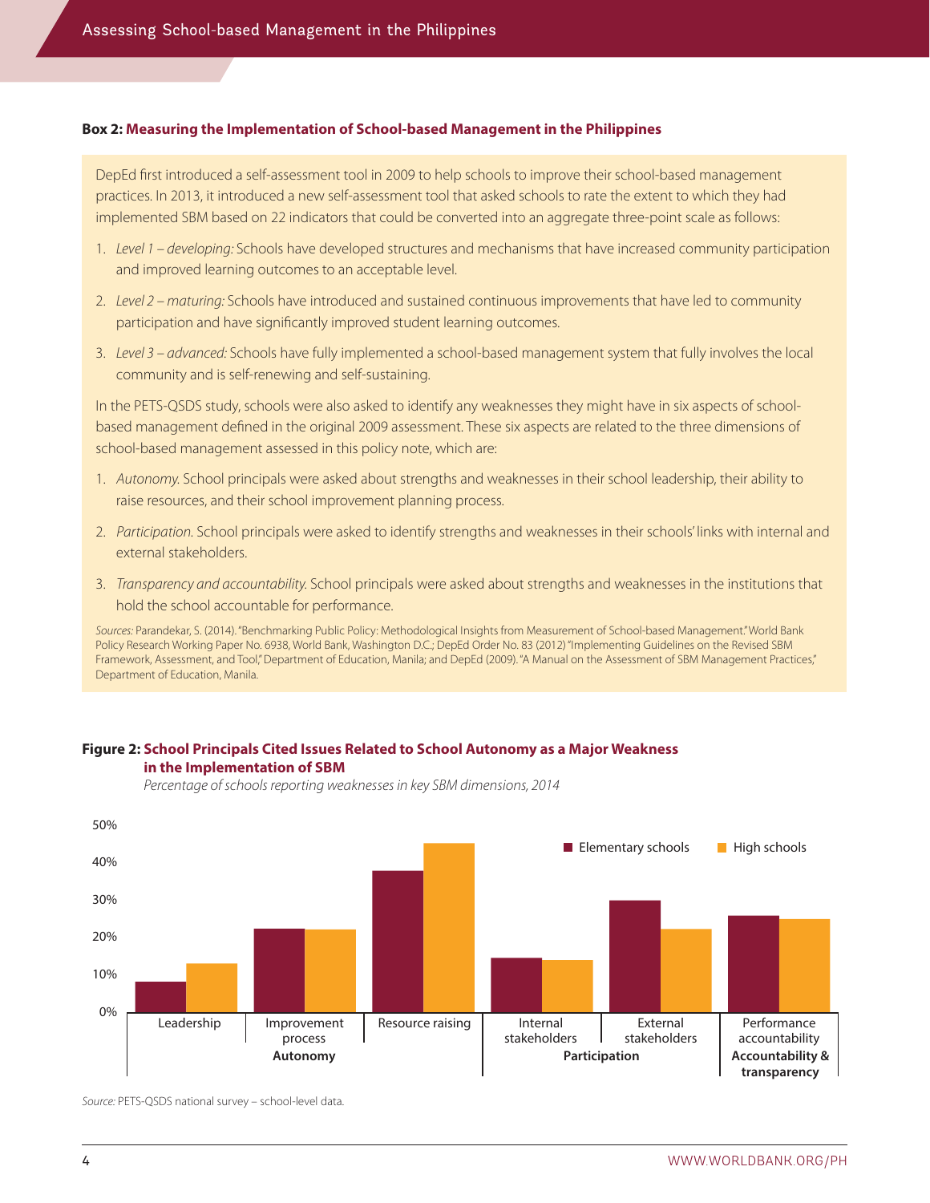**Box 2: Measuring the Implementation of School-based Management in the Philippines**

DepEd first introduced a self-assessment tool in 2009 to help schools to improve their school-based management practices. In 2013, it introduced a new self-assessment tool that asked schools to rate the extent to which they had implemented SBM based on 22 indicators that could be converted into an aggregate three-point scale as follows:

1. *Level 1 – developing:* Schools have developed structures and mechanisms that have increased community participation and improved learning outcomes to an acceptable level.
2. *Level 2 – maturing:* Schools have introduced and sustained continuous improvements that have led to community participation and have significantly improved student learning outcomes.
3. *Level 3 – advanced:* Schools have fully implemented a school-based management system that fully involves the local community and is self-renewing and self-sustaining.

In the PETS-QSDS study, schools were also asked to identify any weaknesses they might have in six aspects of school-based management defined in the original 2009 assessment. These six aspects are related to the three dimensions of school-based management assessed in this policy note, which are:

1. *Autonomy.* School principals were asked about strengths and weaknesses in their school leadership, their ability to raise resources, and their school improvement planning process.
2. *Participation.* School principals were asked to identify strengths and weaknesses in their schools' links with internal and external stakeholders.
3. *Transparency and accountability.* School principals were asked about strengths and weaknesses in the institutions that hold the school accountable for performance.

*Sources:* Parandekar, S. (2014). "Benchmarking Public Policy: Methodological Insights from Measurement of School-based Management." World Bank Policy Research Working Paper No. 6938, World Bank, Washington D.C.; DepEd Order No. 83 (2012) "Implementing Guidelines on the Revised SBM Framework, Assessment, and Tool," Department of Education, Manila; and DepEd (2009). "A Manual on the Assessment of SBM Management Practices," Department of Education, Manila.

**Figure 2: School Principals Cited Issues Related to School Autonomy as a Major Weakness in the Implementation of SBM**

*Percentage of schools reporting weaknesses in key SBM dimensions, 2014*

| Dimension | Aspect | Elementary schools | High schools |
|---|---|---|---|
| Autonomy | Leadership | ~8% | ~13% |
| Autonomy | Improvement process | ~22% | ~22% |
| Autonomy | Resource raising | ~38% | ~45% |
| Participation | Internal stakeholders | ~14% | ~14% |
| Participation | External stakeholders | ~30% | ~22% |
| Accountability & transparency | Performance accountability | ~26% | ~25% |

*Source:* PETS-QSDS national survey – school-level data.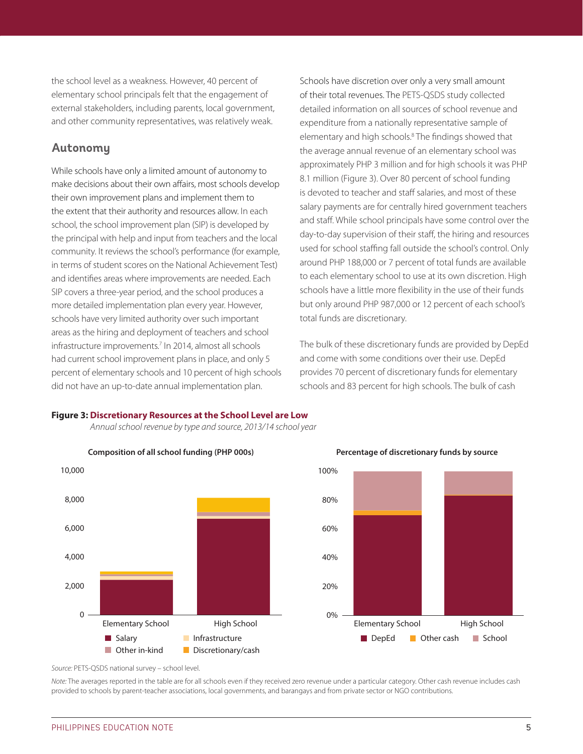the school level as a weakness. However, 40 percent of elementary school principals felt that the engagement of external stakeholders, including parents, local government, and other community representatives, was relatively weak.

## Autonomy

While schools have only a limited amount of autonomy to make decisions about their own affairs, most schools develop their own improvement plans and implement them to the extent that their authority and resources allow. In each school, the school improvement plan (SIP) is developed by the principal with help and input from teachers and the local community. It reviews the school's performance (for example, in terms of student scores on the National Achievement Test) and identifies areas where improvements are needed. Each SIP covers a three-year period, and the school produces a more detailed implementation plan every year. However, schools have very limited authority over such important areas as the hiring and deployment of teachers and school infrastructure improvements.[7] In 2014, almost all schools had current school improvement plans in place, and only 5 percent of elementary schools and 10 percent of high schools did not have an up-to-date annual implementation plan.

Schools have discretion over only a very small amount of their total revenues. The PETS-QSDS study collected detailed information on all sources of school revenue and expenditure from a nationally representative sample of elementary and high schools.[8] The findings showed that the average annual revenue of an elementary school was approximately PHP 3 million and for high schools it was PHP 8.1 million (Figure 3). Over 80 percent of school funding is devoted to teacher and staff salaries, and most of these salary payments are for centrally hired government teachers and staff. While school principals have some control over the day-to-day supervision of their staff, the hiring and resources used for school staffing fall outside the school's control. Only around PHP 188,000 or 7 percent of total funds are available to each elementary school to use at its own discretion. High schools have a little more flexibility in the use of their funds but only around PHP 987,000 or 12 percent of each school's total funds are discretionary.

The bulk of these discretionary funds are provided by DepEd and come with some conditions over their use. DepEd provides 70 percent of discretionary funds for elementary schools and 83 percent for high schools. The bulk of cash

**Figure 3: Discretionary Resources at the School Level are Low**

*Annual school revenue by type and source, 2013/14 school year*

*Source:* PETS-QSDS national survey – school level.

*Note:* The averages reported in the table are for all schools even if they received zero revenue under a particular category. Other cash revenue includes cash provided to schools by parent-teacher associations, local governments, and barangays and from private sector or NGO contributions.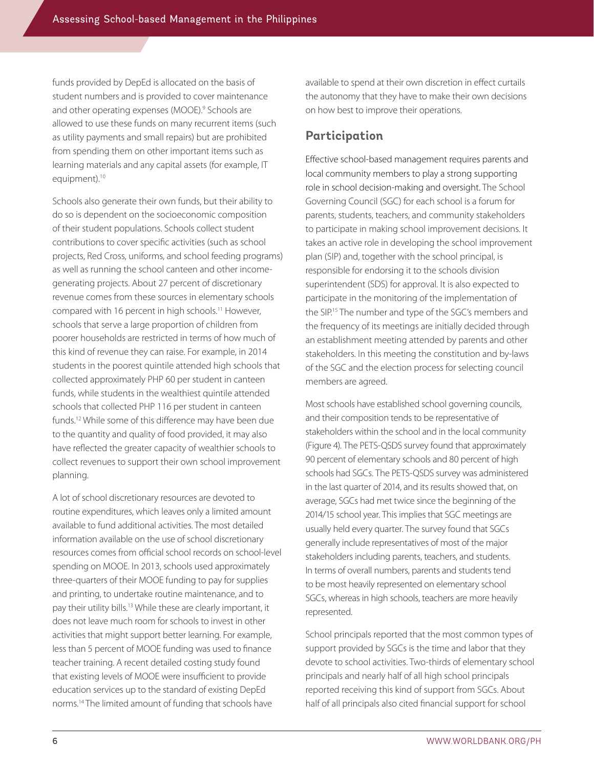funds provided by DepEd is allocated on the basis of student numbers and is provided to cover maintenance and other operating expenses (MOOE).[9] Schools are allowed to use these funds on many recurrent items (such as utility payments and small repairs) but are prohibited from spending them on other important items such as learning materials and any capital assets (for example, IT equipment).[10]

Schools also generate their own funds, but their ability to do so is dependent on the socioeconomic composition of their student populations. Schools collect student contributions to cover specific activities (such as school projects, Red Cross, uniforms, and school feeding programs) as well as running the school canteen and other income-generating projects. About 27 percent of discretionary revenue comes from these sources in elementary schools compared with 16 percent in high schools.[11] However, schools that serve a large proportion of children from poorer households are restricted in terms of how much of this kind of revenue they can raise. For example, in 2014 students in the poorest quintile attended high schools that collected approximately PHP 60 per student in canteen funds, while students in the wealthiest quintile attended schools that collected PHP 116 per student in canteen funds.[12] While some of this difference may have been due to the quantity and quality of food provided, it may also have reflected the greater capacity of wealthier schools to collect revenues to support their own school improvement planning.

A lot of school discretionary resources are devoted to routine expenditures, which leaves only a limited amount available to fund additional activities. The most detailed information available on the use of school discretionary resources comes from official school records on school-level spending on MOOE. In 2013, schools used approximately three-quarters of their MOOE funding to pay for supplies and printing, to undertake routine maintenance, and to pay their utility bills.[13] While these are clearly important, it does not leave much room for schools to invest in other activities that might support better learning. For example, less than 5 percent of MOOE funding was used to finance teacher training. A recent detailed costing study found that existing levels of MOOE were insufficient to provide education services up to the standard of existing DepEd norms.[14] The limited amount of funding that schools have available to spend at their own discretion in effect curtails the autonomy that they have to make their own decisions on how best to improve their operations.

## Participation

Effective school-based management requires parents and local community members to play a strong supporting role in school decision-making and oversight. The School Governing Council (SGC) for each school is a forum for parents, students, teachers, and community stakeholders to participate in making school improvement decisions. It takes an active role in developing the school improvement plan (SIP) and, together with the school principal, is responsible for endorsing it to the schools division superintendent (SDS) for approval. It is also expected to participate in the monitoring of the implementation of the SIP.[15] The number and type of the SGC's members and the frequency of its meetings are initially decided through an establishment meeting attended by parents and other stakeholders. In this meeting the constitution and by-laws of the SGC and the election process for selecting council members are agreed.

Most schools have established school governing councils, and their composition tends to be representative of stakeholders within the school and in the local community (Figure 4). The PETS-QSDS survey found that approximately 90 percent of elementary schools and 80 percent of high schools had SGCs. The PETS-QSDS survey was administered in the last quarter of 2014, and its results showed that, on average, SGCs had met twice since the beginning of the 2014/15 school year. This implies that SGC meetings are usually held every quarter. The survey found that SGCs generally include representatives of most of the major stakeholders including parents, teachers, and students. In terms of overall numbers, parents and students tend to be most heavily represented on elementary school SGCs, whereas in high schools, teachers are more heavily represented.

School principals reported that the most common types of support provided by SGCs is the time and labor that they devote to school activities. Two-thirds of elementary school principals and nearly half of all high school principals reported receiving this kind of support from SGCs. About half of all principals also cited financial support for school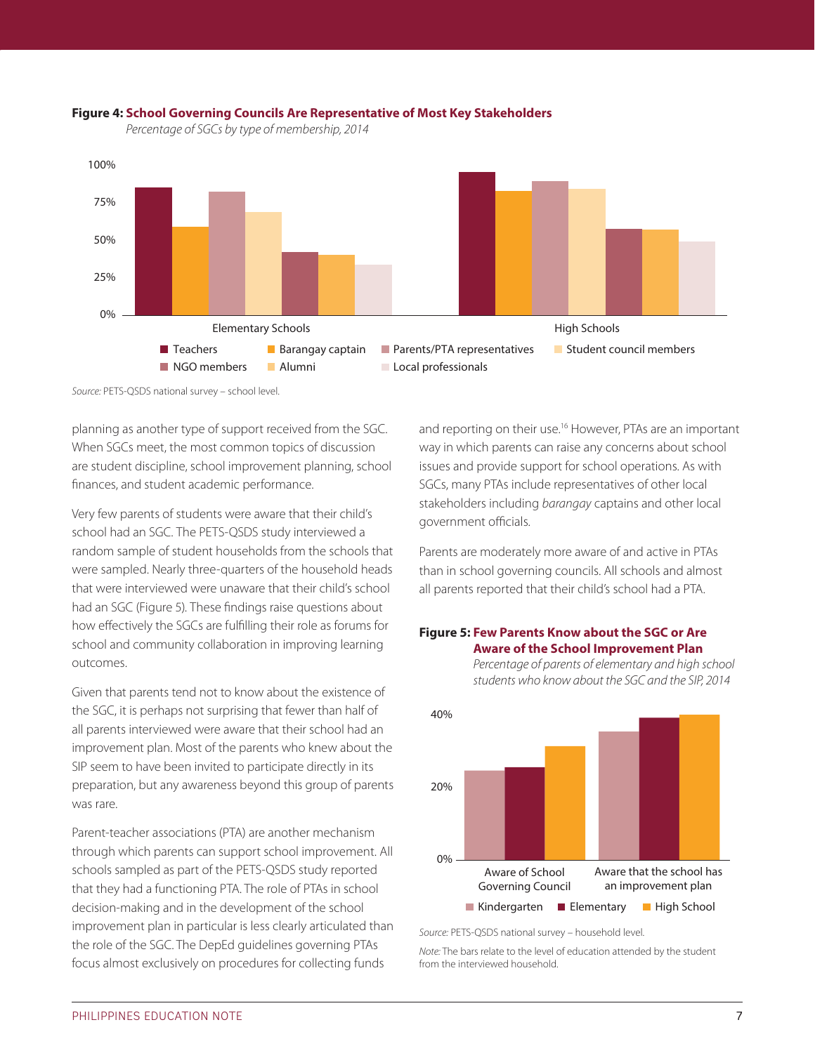**Figure 4: School Governing Councils Are Representative of Most Key Stakeholders**

*Percentage of SGCs by type of membership, 2014*

*Source:* PETS-QSDS national survey – school level.

planning as another type of support received from the SGC. When SGCs meet, the most common topics of discussion are student discipline, school improvement planning, school finances, and student academic performance.

Very few parents of students were aware that their child's school had an SGC. The PETS-QSDS study interviewed a random sample of student households from the schools that were sampled. Nearly three-quarters of the household heads that were interviewed were unaware that their child's school had an SGC (Figure 5). These findings raise questions about how effectively the SGCs are fulfilling their role as forums for school and community collaboration in improving learning outcomes.

Given that parents tend not to know about the existence of the SGC, it is perhaps not surprising that fewer than half of all parents interviewed were aware that their school had an improvement plan. Most of the parents who knew about the SIP seem to have been invited to participate directly in its preparation, but any awareness beyond this group of parents was rare.

Parent-teacher associations (PTA) are another mechanism through which parents can support school improvement. All schools sampled as part of the PETS-QSDS study reported that they had a functioning PTA. The role of PTAs in school decision-making and in the development of the school improvement plan in particular is less clearly articulated than the role of the SGC. The DepEd guidelines governing PTAs focus almost exclusively on procedures for collecting funds and reporting on their use.[16] However, PTAs are an important way in which parents can raise any concerns about school issues and provide support for school operations. As with SGCs, many PTAs include representatives of other local stakeholders including *barangay* captains and other local government officials.

Parents are moderately more aware of and active in PTAs than in school governing councils. All schools and almost all parents reported that their child's school had a PTA.

**Figure 5: Few Parents Know about the SGC or Are Aware of the School Improvement Plan**

*Percentage of parents of elementary and high school students who know about the SGC and the SIP, 2014*

*Source:* PETS-QSDS national survey – household level.

*Note:* The bars relate to the level of education attended by the student from the interviewed household.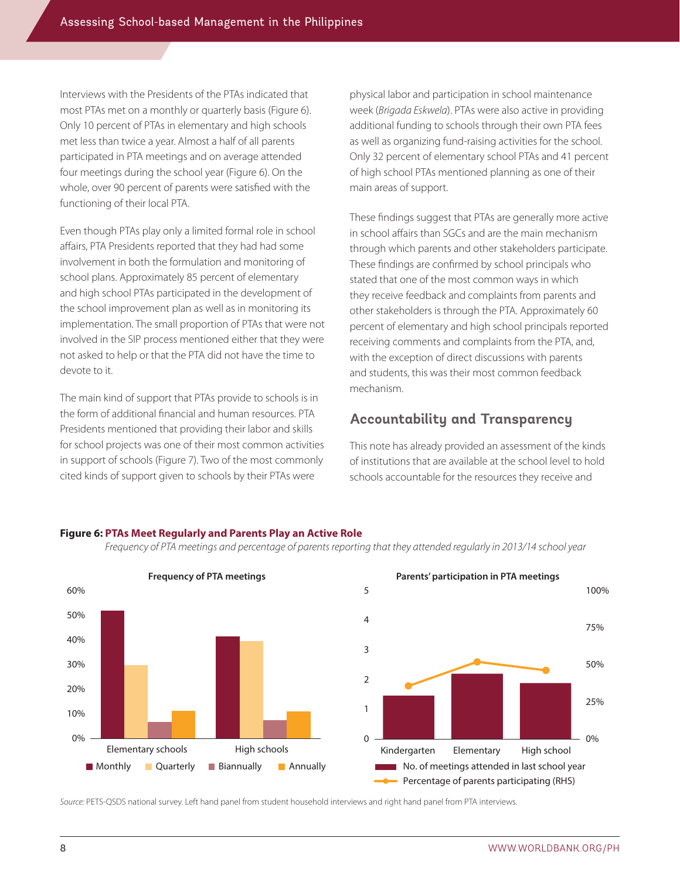Interviews with the Presidents of the PTAs indicated that most PTAs met on a monthly or quarterly basis (Figure 6). Only 10 percent of PTAs in elementary and high schools met less than twice a year. Almost a half of all parents participated in PTA meetings and on average attended four meetings during the school year (Figure 6). On the whole, over 90 percent of parents were satisfied with the functioning of their local PTA.

Even though PTAs play only a limited formal role in school affairs, PTA Presidents reported that they had had some involvement in both the formulation and monitoring of school plans. Approximately 85 percent of elementary and high school PTAs participated in the development of the school improvement plan as well as in monitoring its implementation. The small proportion of PTAs that were not involved in the SIP process mentioned either that they were not asked to help or that the PTA did not have the time to devote to it.

The main kind of support that PTAs provide to schools is in the form of additional financial and human resources. PTA Presidents mentioned that providing their labor and skills for school projects was one of their most common activities in support of schools (Figure 7). Two of the most commonly cited kinds of support given to schools by their PTAs were physical labor and participation in school maintenance week (*Brigada Eskwela*). PTAs were also active in providing additional funding to schools through their own PTA fees as well as organizing fund-raising activities for the school. Only 32 percent of elementary school PTAs and 41 percent of high school PTAs mentioned planning as one of their main areas of support.

These findings suggest that PTAs are generally more active in school affairs than SGCs and are the main mechanism through which parents and other stakeholders participate. These findings are confirmed by school principals who stated that one of the most common ways in which they receive feedback and complaints from parents and other stakeholders is through the PTA. Approximately 60 percent of elementary and high school principals reported receiving comments and complaints from the PTA, and, with the exception of direct discussions with parents and students, this was their most common feedback mechanism.

## Accountability and Transparency

This note has already provided an assessment of the kinds of institutions that are available at the school level to hold schools accountable for the resources they receive and

**Figure 6: PTAs Meet Regularly and Parents Play an Active Role**

*Frequency of PTA meetings and percentage of parents reporting that they attended regularly in 2013/14 school year*

*Source:* PETS-QSDS national survey. Left hand panel from student household interviews and right hand panel from PTA interviews.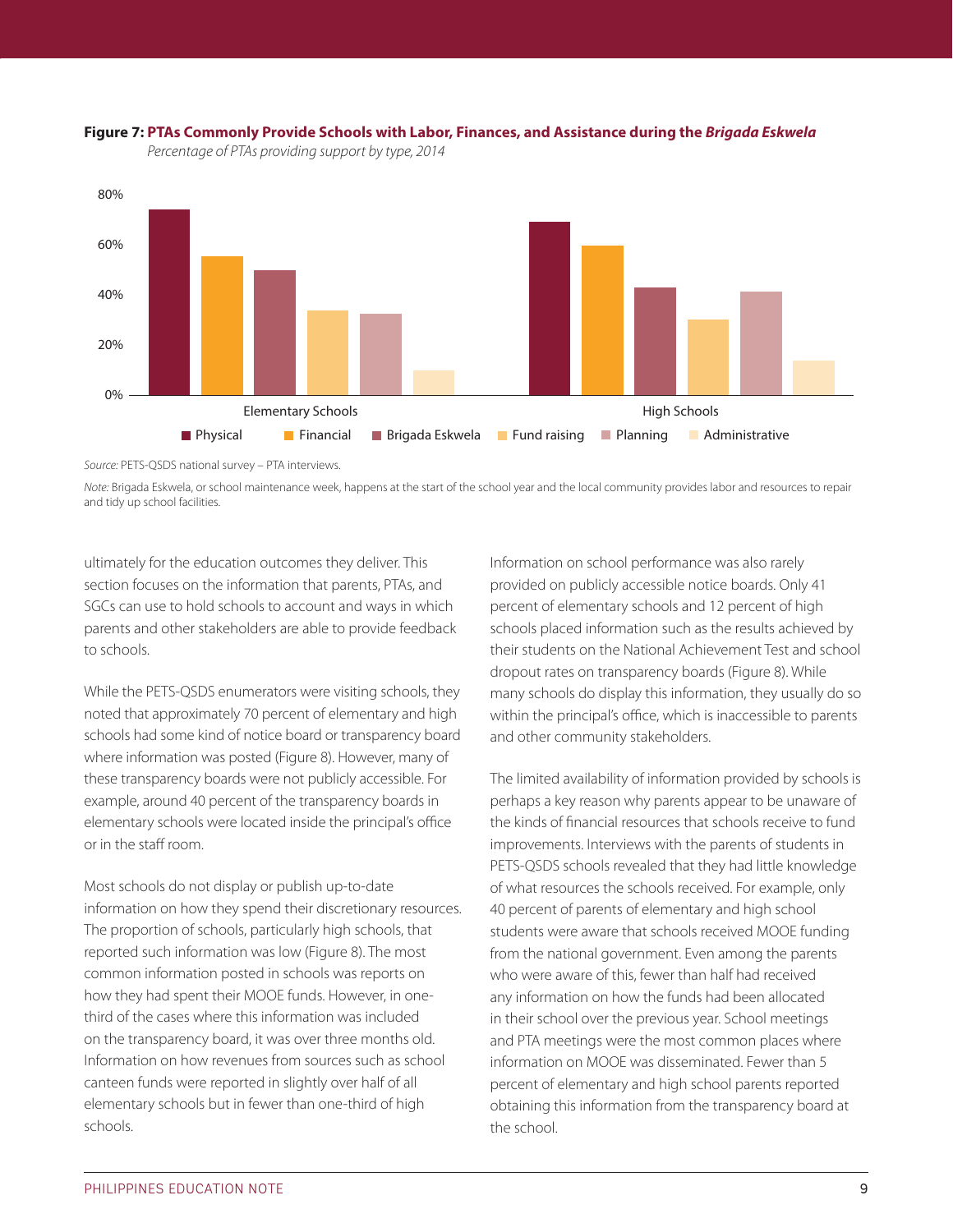**Figure 7: PTAs Commonly Provide Schools with Labor, Finances, and Assistance during the *Brigada Eskwela***

*Percentage of PTAs providing support by type, 2014*

*Source:* PETS-QSDS national survey – PTA interviews.

*Note:* Brigada Eskwela, or school maintenance week, happens at the start of the school year and the local community provides labor and resources to repair and tidy up school facilities.

ultimately for the education outcomes they deliver. This section focuses on the information that parents, PTAs, and SGCs can use to hold schools to account and ways in which parents and other stakeholders are able to provide feedback to schools.

While the PETS-QSDS enumerators were visiting schools, they noted that approximately 70 percent of elementary and high schools had some kind of notice board or transparency board where information was posted (Figure 8). However, many of these transparency boards were not publicly accessible. For example, around 40 percent of the transparency boards in elementary schools were located inside the principal's office or in the staff room.

Most schools do not display or publish up-to-date information on how they spend their discretionary resources. The proportion of schools, particularly high schools, that reported such information was low (Figure 8). The most common information posted in schools was reports on how they had spent their MOOE funds. However, in one-third of the cases where this information was included on the transparency board, it was over three months old. Information on how revenues from sources such as school canteen funds were reported in slightly over half of all elementary schools but in fewer than one-third of high schools.

Information on school performance was also rarely provided on publicly accessible notice boards. Only 41 percent of elementary schools and 12 percent of high schools placed information such as the results achieved by their students on the National Achievement Test and school dropout rates on transparency boards (Figure 8). While many schools do display this information, they usually do so within the principal's office, which is inaccessible to parents and other community stakeholders.

The limited availability of information provided by schools is perhaps a key reason why parents appear to be unaware of the kinds of financial resources that schools receive to fund improvements. Interviews with the parents of students in PETS-QSDS schools revealed that they had little knowledge of what resources the schools received. For example, only 40 percent of parents of elementary and high school students were aware that schools received MOOE funding from the national government. Even among the parents who were aware of this, fewer than half had received any information on how the funds had been allocated in their school over the previous year. School meetings and PTA meetings were the most common places where information on MOOE was disseminated. Fewer than 5 percent of elementary and high school parents reported obtaining this information from the transparency board at the school.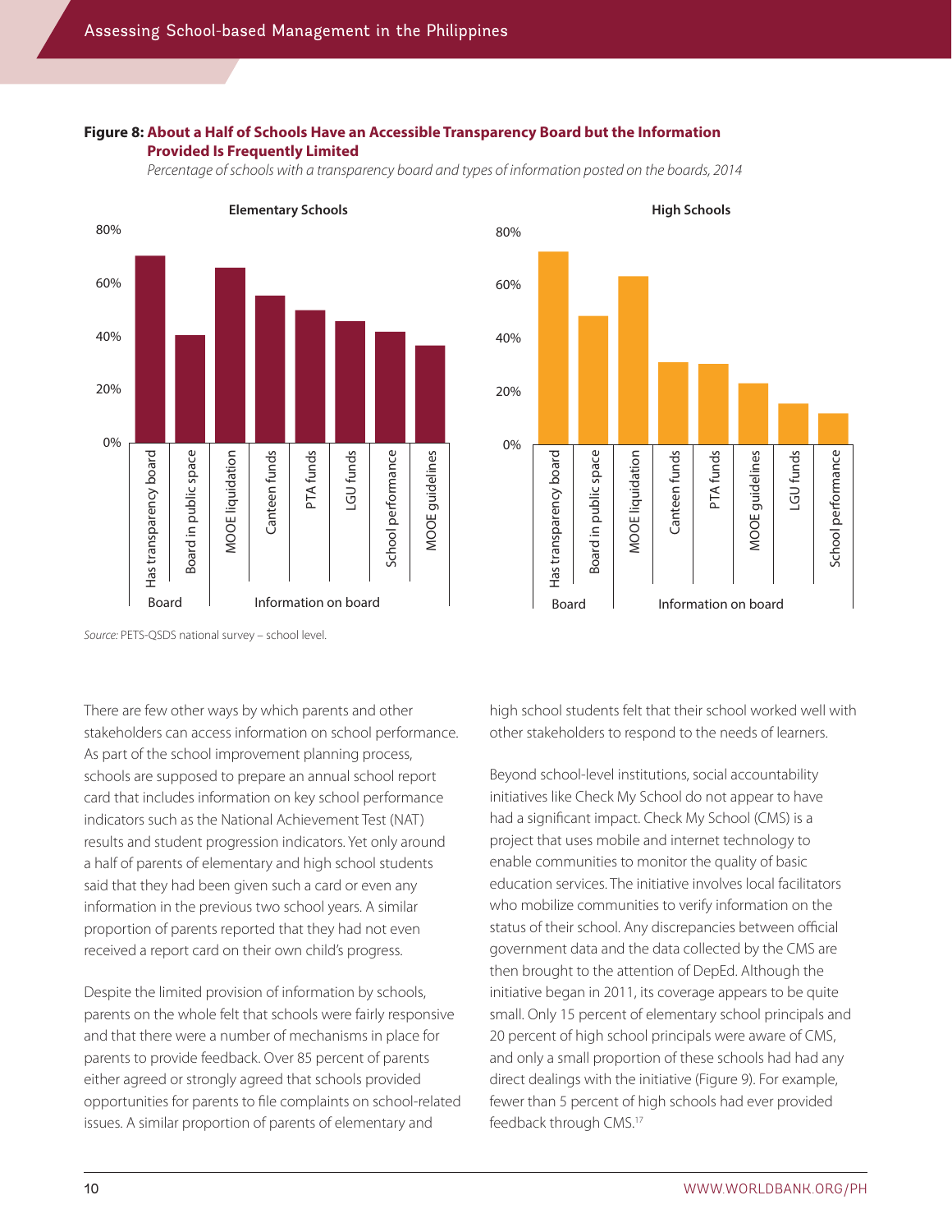**Figure 8: About a Half of Schools Have an Accessible Transparency Board but the Information Provided Is Frequently Limited**

*Percentage of schools with a transparency board and types of information posted on the boards, 2014*

Source: PETS-QSDS national survey – school level.

There are few other ways by which parents and other stakeholders can access information on school performance. As part of the school improvement planning process, schools are supposed to prepare an annual school report card that includes information on key school performance indicators such as the National Achievement Test (NAT) results and student progression indicators. Yet only around a half of parents of elementary and high school students said that they had been given such a card or even any information in the previous two school years. A similar proportion of parents reported that they had not even received a report card on their own child's progress.

Despite the limited provision of information by schools, parents on the whole felt that schools were fairly responsive and that there were a number of mechanisms in place for parents to provide feedback. Over 85 percent of parents either agreed or strongly agreed that schools provided opportunities for parents to file complaints on school-related issues. A similar proportion of parents of elementary and high school students felt that their school worked well with other stakeholders to respond to the needs of learners.

Beyond school-level institutions, social accountability initiatives like Check My School do not appear to have had a significant impact. Check My School (CMS) is a project that uses mobile and internet technology to enable communities to monitor the quality of basic education services. The initiative involves local facilitators who mobilize communities to verify information on the status of their school. Any discrepancies between official government data and the data collected by the CMS are then brought to the attention of DepEd. Although the initiative began in 2011, its coverage appears to be quite small. Only 15 percent of elementary school principals and 20 percent of high school principals were aware of CMS, and only a small proportion of these schools had had any direct dealings with the initiative (Figure 9). For example, fewer than 5 percent of high schools had ever provided feedback through CMS.[17]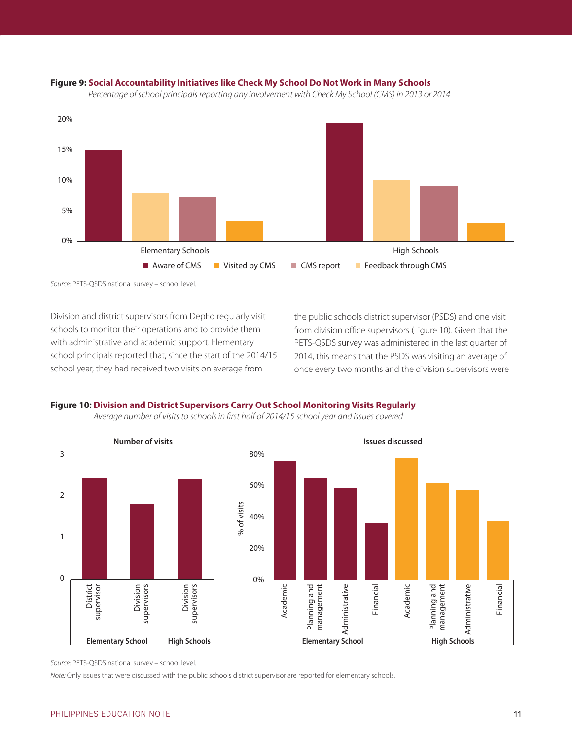**Figure 9: Social Accountability Initiatives like Check My School Do Not Work in Many Schools**

*Percentage of school principals reporting any involvement with Check My School (CMS) in 2013 or 2014*

Source: PETS-QSDS national survey – school level.

Division and district supervisors from DepEd regularly visit schools to monitor their operations and to provide them with administrative and academic support. Elementary school principals reported that, since the start of the 2014/15 school year, they had received two visits on average from the public schools district supervisor (PSDS) and one visit from division office supervisors (Figure 10). Given that the PETS-QSDS survey was administered in the last quarter of 2014, this means that the PSDS was visiting an average of once every two months and the division supervisors were

**Figure 10: Division and District Supervisors Carry Out School Monitoring Visits Regularly**

*Average number of visits to schools in first half of 2014/15 school year and issues covered*

*Source:* PETS-QSDS national survey – school level.

*Note:* Only issues that were discussed with the public schools district supervisor are reported for elementary schools.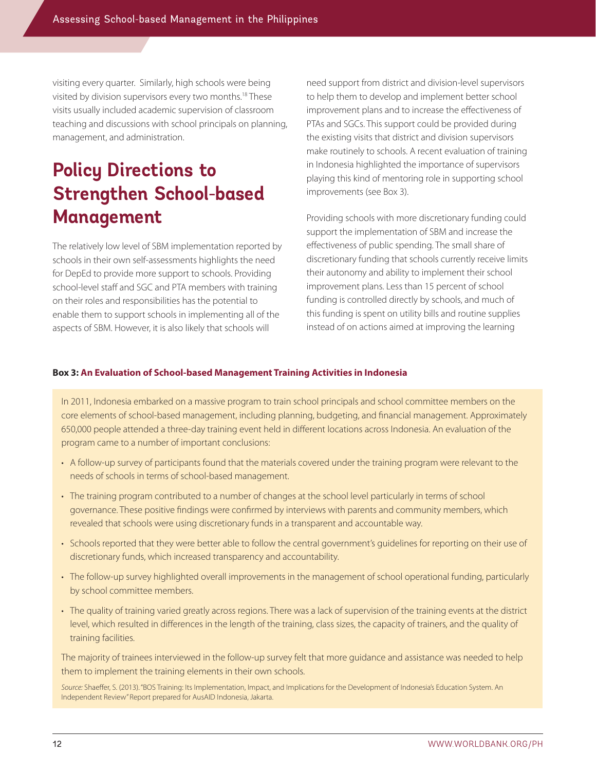visiting every quarter. Similarly, high schools were being visited by division supervisors every two months.[18] These visits usually included academic supervision of classroom teaching and discussions with school principals on planning, management, and administration.

## Policy Directions to Strengthen School-based Management

The relatively low level of SBM implementation reported by schools in their own self-assessments highlights the need for DepEd to provide more support to schools. Providing school-level staff and SGC and PTA members with training on their roles and responsibilities has the potential to enable them to support schools in implementing all of the aspects of SBM. However, it is also likely that schools will need support from district and division-level supervisors to help them to develop and implement better school improvement plans and to increase the effectiveness of PTAs and SGCs. This support could be provided during the existing visits that district and division supervisors make routinely to schools. A recent evaluation of training in Indonesia highlighted the importance of supervisors playing this kind of mentoring role in supporting school improvements (see Box 3).

Providing schools with more discretionary funding could support the implementation of SBM and increase the effectiveness of public spending. The small share of discretionary funding that schools currently receive limits their autonomy and ability to implement their school improvement plans. Less than 15 percent of school funding is controlled directly by schools, and much of this funding is spent on utility bills and routine supplies instead of on actions aimed at improving the learning

**Box 3: An Evaluation of School-based Management Training Activities in Indonesia**

In 2011, Indonesia embarked on a massive program to train school principals and school committee members on the core elements of school-based management, including planning, budgeting, and financial management. Approximately 650,000 people attended a three-day training event held in different locations across Indonesia. An evaluation of the program came to a number of important conclusions:

- A follow-up survey of participants found that the materials covered under the training program were relevant to the needs of schools in terms of school-based management.
- The training program contributed to a number of changes at the school level particularly in terms of school governance. These positive findings were confirmed by interviews with parents and community members, which revealed that schools were using discretionary funds in a transparent and accountable way.
- Schools reported that they were better able to follow the central government's guidelines for reporting on their use of discretionary funds, which increased transparency and accountability.
- The follow-up survey highlighted overall improvements in the management of school operational funding, particularly by school committee members.
- The quality of training varied greatly across regions. There was a lack of supervision of the training events at the district level, which resulted in differences in the length of the training, class sizes, the capacity of trainers, and the quality of training facilities.

The majority of trainees interviewed in the follow-up survey felt that more guidance and assistance was needed to help them to implement the training elements in their own schools.

*Source:* Shaeffer, S. (2013). "BOS Training: Its Implementation, Impact, and Implications for the Development of Indonesia's Education System. An Independent Review" Report prepared for AusAID Indonesia, Jakarta.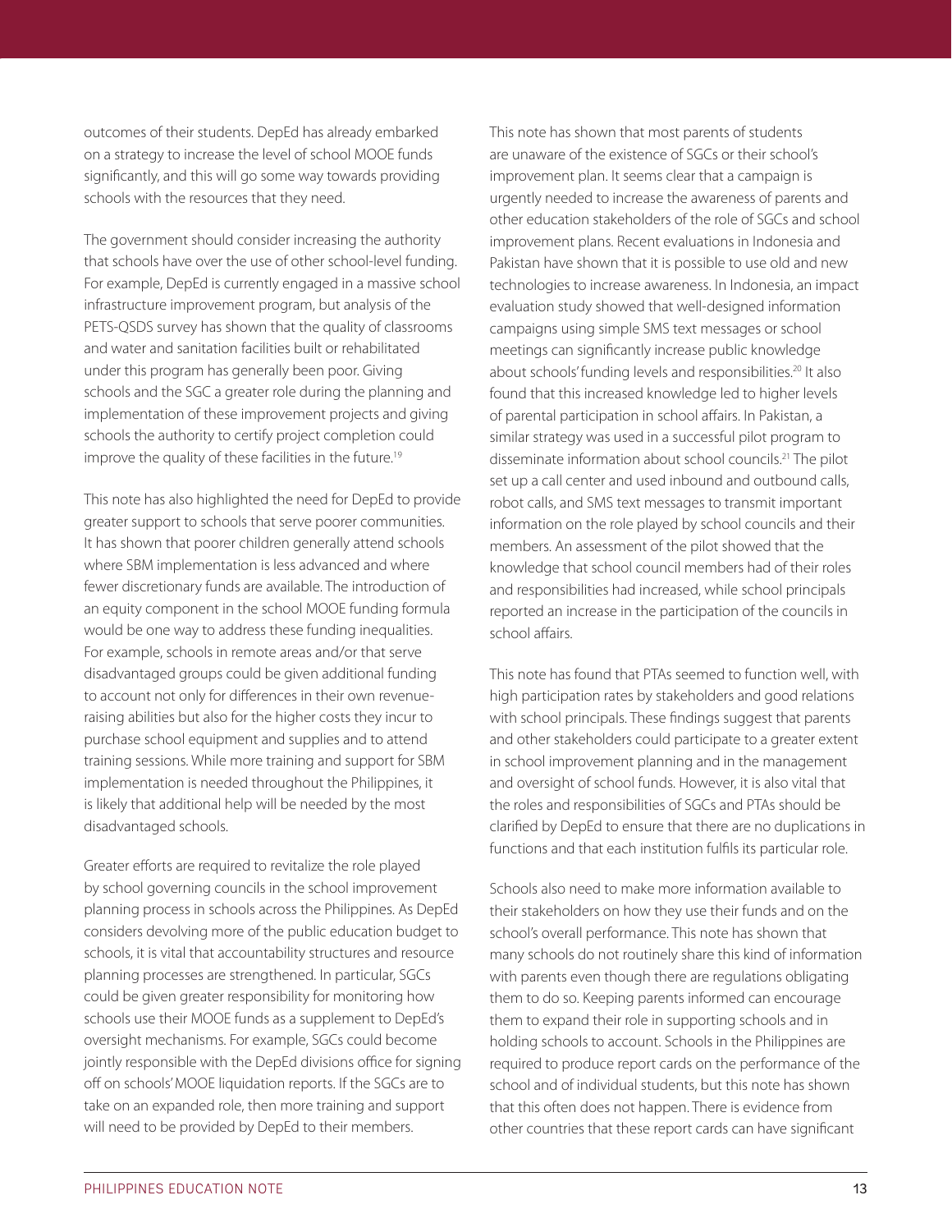outcomes of their students. DepEd has already embarked on a strategy to increase the level of school MOOE funds significantly, and this will go some way towards providing schools with the resources that they need.

The government should consider increasing the authority that schools have over the use of other school-level funding. For example, DepEd is currently engaged in a massive school infrastructure improvement program, but analysis of the PETS-QSDS survey has shown that the quality of classrooms and water and sanitation facilities built or rehabilitated under this program has generally been poor. Giving schools and the SGC a greater role during the planning and implementation of these improvement projects and giving schools the authority to certify project completion could improve the quality of these facilities in the future.[19]

This note has also highlighted the need for DepEd to provide greater support to schools that serve poorer communities. It has shown that poorer children generally attend schools where SBM implementation is less advanced and where fewer discretionary funds are available. The introduction of an equity component in the school MOOE funding formula would be one way to address these funding inequalities. For example, schools in remote areas and/or that serve disadvantaged groups could be given additional funding to account not only for differences in their own revenue-raising abilities but also for the higher costs they incur to purchase school equipment and supplies and to attend training sessions. While more training and support for SBM implementation is needed throughout the Philippines, it is likely that additional help will be needed by the most disadvantaged schools.

Greater efforts are required to revitalize the role played by school governing councils in the school improvement planning process in schools across the Philippines. As DepEd considers devolving more of the public education budget to schools, it is vital that accountability structures and resource planning processes are strengthened. In particular, SGCs could be given greater responsibility for monitoring how schools use their MOOE funds as a supplement to DepEd's oversight mechanisms. For example, SGCs could become jointly responsible with the DepEd divisions office for signing off on schools' MOOE liquidation reports. If the SGCs are to take on an expanded role, then more training and support will need to be provided by DepEd to their members.

This note has shown that most parents of students are unaware of the existence of SGCs or their school's improvement plan. It seems clear that a campaign is urgently needed to increase the awareness of parents and other education stakeholders of the role of SGCs and school improvement plans. Recent evaluations in Indonesia and Pakistan have shown that it is possible to use old and new technologies to increase awareness. In Indonesia, an impact evaluation study showed that well-designed information campaigns using simple SMS text messages or school meetings can significantly increase public knowledge about schools' funding levels and responsibilities.[20] It also found that this increased knowledge led to higher levels of parental participation in school affairs. In Pakistan, a similar strategy was used in a successful pilot program to disseminate information about school councils.[21] The pilot set up a call center and used inbound and outbound calls, robot calls, and SMS text messages to transmit important information on the role played by school councils and their members. An assessment of the pilot showed that the knowledge that school council members had of their roles and responsibilities had increased, while school principals reported an increase in the participation of the councils in school affairs.

This note has found that PTAs seemed to function well, with high participation rates by stakeholders and good relations with school principals. These findings suggest that parents and other stakeholders could participate to a greater extent in school improvement planning and in the management and oversight of school funds. However, it is also vital that the roles and responsibilities of SGCs and PTAs should be clarified by DepEd to ensure that there are no duplications in functions and that each institution fulfils its particular role.

Schools also need to make more information available to their stakeholders on how they use their funds and on the school's overall performance. This note has shown that many schools do not routinely share this kind of information with parents even though there are regulations obligating them to do so. Keeping parents informed can encourage them to expand their role in supporting schools and in holding schools to account. Schools in the Philippines are required to produce report cards on the performance of the school and of individual students, but this note has shown that this often does not happen. There is evidence from other countries that these report cards can have significant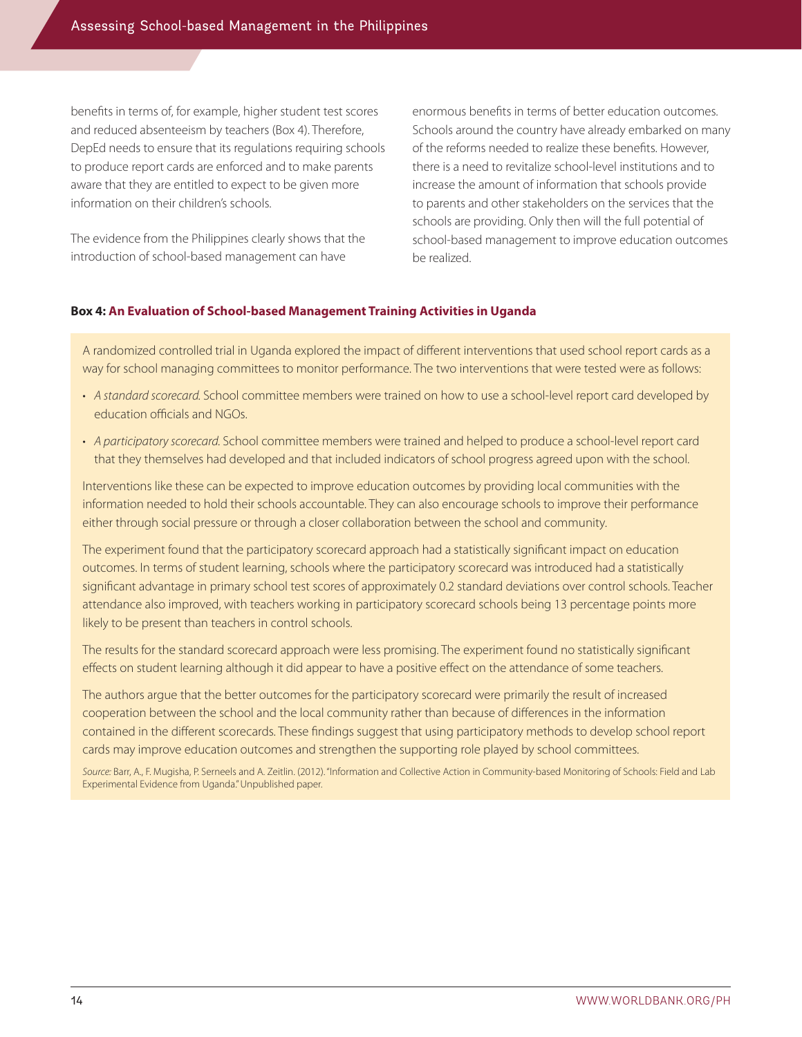benefits in terms of, for example, higher student test scores and reduced absenteeism by teachers (Box 4). Therefore, DepEd needs to ensure that its regulations requiring schools to produce report cards are enforced and to make parents aware that they are entitled to expect to be given more information on their children's schools.

The evidence from the Philippines clearly shows that the introduction of school-based management can have enormous benefits in terms of better education outcomes. Schools around the country have already embarked on many of the reforms needed to realize these benefits. However, there is a need to revitalize school-level institutions and to increase the amount of information that schools provide to parents and other stakeholders on the services that the schools are providing. Only then will the full potential of school-based management to improve education outcomes be realized.

**Box 4: An Evaluation of School-based Management Training Activities in Uganda**

A randomized controlled trial in Uganda explored the impact of different interventions that used school report cards as a way for school managing committees to monitor performance. The two interventions that were tested were as follows:

- *A standard scorecard.* School committee members were trained on how to use a school-level report card developed by education officials and NGOs.
- *A participatory scorecard.* School committee members were trained and helped to produce a school-level report card that they themselves had developed and that included indicators of school progress agreed upon with the school.

Interventions like these can be expected to improve education outcomes by providing local communities with the information needed to hold their schools accountable. They can also encourage schools to improve their performance either through social pressure or through a closer collaboration between the school and community.

The experiment found that the participatory scorecard approach had a statistically significant impact on education outcomes. In terms of student learning, schools where the participatory scorecard was introduced had a statistically significant advantage in primary school test scores of approximately 0.2 standard deviations over control schools. Teacher attendance also improved, with teachers working in participatory scorecard schools being 13 percentage points more likely to be present than teachers in control schools.

The results for the standard scorecard approach were less promising. The experiment found no statistically significant effects on student learning although it did appear to have a positive effect on the attendance of some teachers.

The authors argue that the better outcomes for the participatory scorecard were primarily the result of increased cooperation between the school and the local community rather than because of differences in the information contained in the different scorecards. These findings suggest that using participatory methods to develop school report cards may improve education outcomes and strengthen the supporting role played by school committees.

*Source:* Barr, A., F. Mugisha, P. Serneels and A. Zeitlin. (2012). "Information and Collective Action in Community-based Monitoring of Schools: Field and Lab Experimental Evidence from Uganda." Unpublished paper.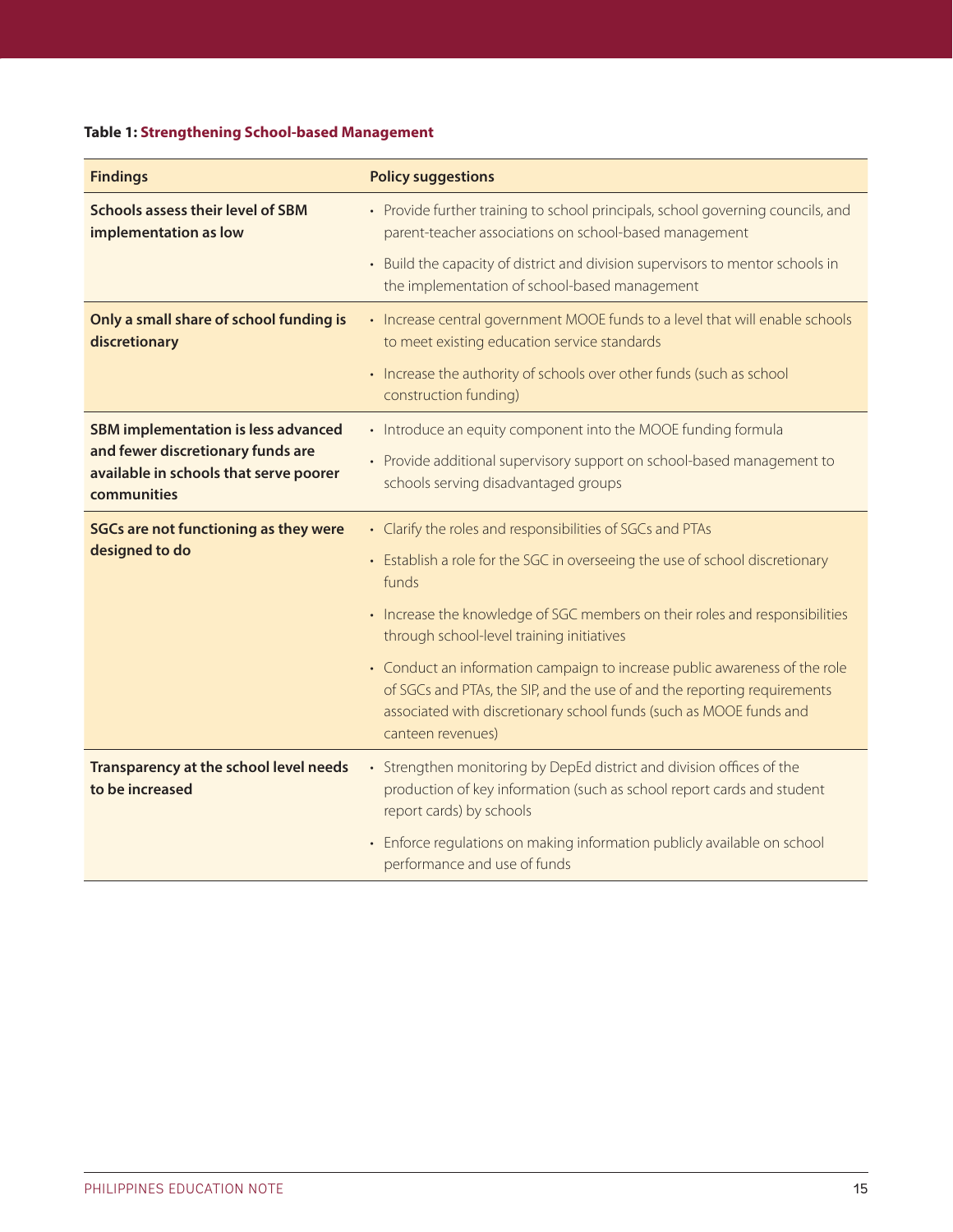**Table 1: Strengthening School-based Management**

| Findings | Policy suggestions |
|---|---|
| **Schools assess their level of SBM implementation as low** | • Provide further training to school principals, school governing councils, and parent-teacher associations on school-based management<br>• Build the capacity of district and division supervisors to mentor schools in the implementation of school-based management |
| **Only a small share of school funding is discretionary** | • Increase central government MOOE funds to a level that will enable schools to meet existing education service standards<br>• Increase the authority of schools over other funds (such as school construction funding) |
| **SBM implementation is less advanced and fewer discretionary funds are available in schools that serve poorer communities** | • Introduce an equity component into the MOOE funding formula<br>• Provide additional supervisory support on school-based management to schools serving disadvantaged groups |
| **SGCs are not functioning as they were designed to do** | • Clarify the roles and responsibilities of SGCs and PTAs<br>• Establish a role for the SGC in overseeing the use of school discretionary funds<br>• Increase the knowledge of SGC members on their roles and responsibilities through school-level training initiatives<br>• Conduct an information campaign to increase public awareness of the role of SGCs and PTAs, the SIP, and the use of and the reporting requirements associated with discretionary school funds (such as MOOE funds and canteen revenues) |
| **Transparency at the school level needs to be increased** | • Strengthen monitoring by DepEd district and division offices of the production of key information (such as school report cards and student report cards) by schools<br>• Enforce regulations on making information publicly available on school performance and use of funds |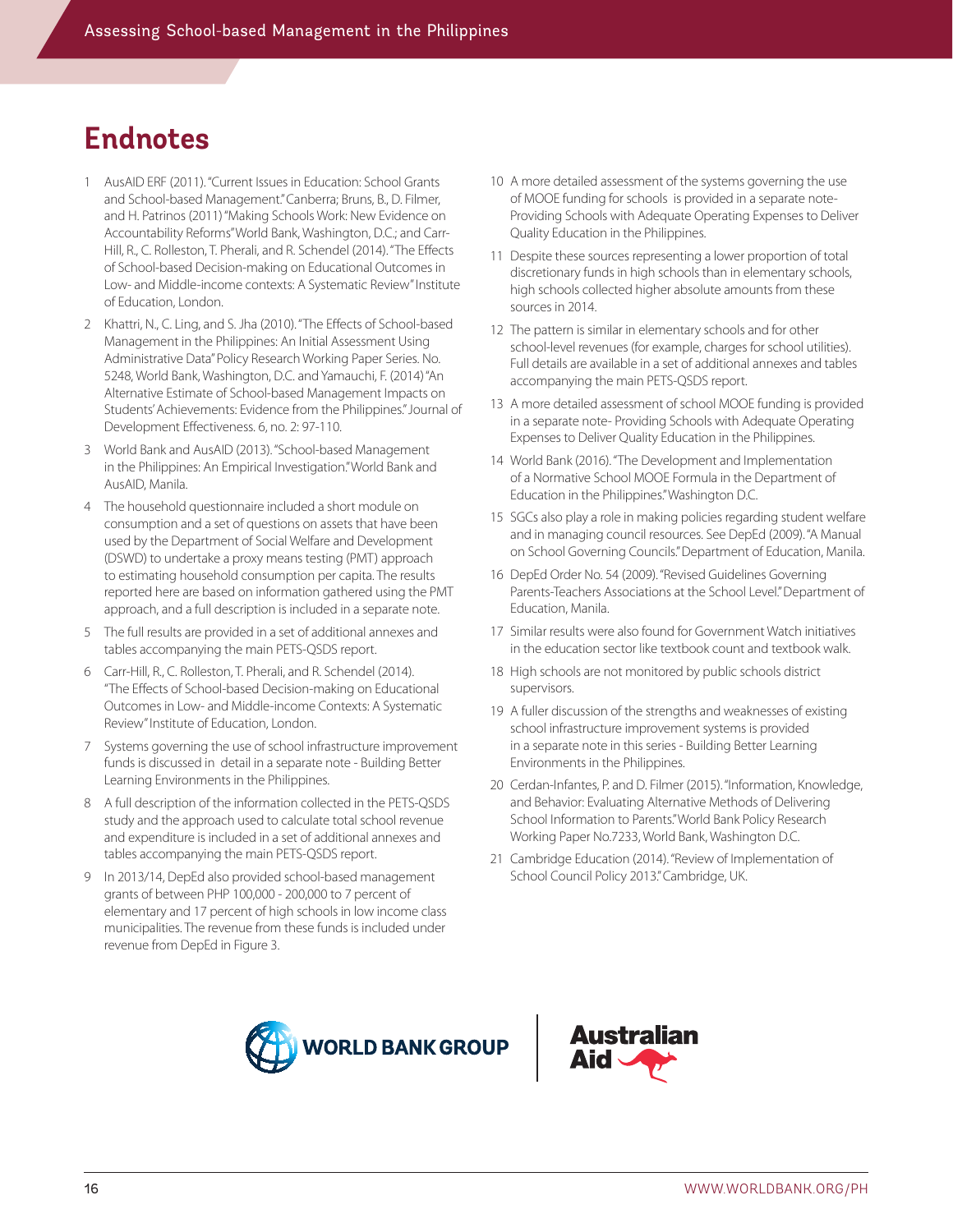# Endnotes

1. AusAID ERF (2011). "Current Issues in Education: School Grants and School-based Management." Canberra; Bruns, B., D. Filmer, and H. Patrinos (2011) "Making Schools Work: New Evidence on Accountability Reforms" World Bank, Washington, D.C.; and Carr-Hill, R., C. Rolleston, T. Pherali, and R. Schendel (2014). "The Effects of School-based Decision-making on Educational Outcomes in Low- and Middle-income contexts: A Systematic Review" Institute of Education, London.
2. Khattri, N., C. Ling, and S. Jha (2010). "The Effects of School-based Management in the Philippines: An Initial Assessment Using Administrative Data" Policy Research Working Paper Series. No. 5248, World Bank, Washington, D.C. and Yamauchi, F. (2014) "An Alternative Estimate of School-based Management Impacts on Students' Achievements: Evidence from the Philippines." Journal of Development Effectiveness. 6, no. 2: 97-110.
3. World Bank and AusAID (2013). "School-based Management in the Philippines: An Empirical Investigation." World Bank and AusAID, Manila.
4. The household questionnaire included a short module on consumption and a set of questions on assets that have been used by the Department of Social Welfare and Development (DSWD) to undertake a proxy means testing (PMT) approach to estimating household consumption per capita. The results reported here are based on information gathered using the PMT approach, and a full description is included in a separate note.
5. The full results are provided in a set of additional annexes and tables accompanying the main PETS-QSDS report.
6. Carr-Hill, R., C. Rolleston, T. Pherali, and R. Schendel (2014). "The Effects of School-based Decision-making on Educational Outcomes in Low- and Middle-income Contexts: A Systematic Review" Institute of Education, London.
7. Systems governing the use of school infrastructure improvement funds is discussed in detail in a separate note - Building Better Learning Environments in the Philippines.
8. A full description of the information collected in the PETS-QSDS study and the approach used to calculate total school revenue and expenditure is included in a set of additional annexes and tables accompanying the main PETS-QSDS report.
9. In 2013/14, DepEd also provided school-based management grants of between PHP 100,000 - 200,000 to 7 percent of elementary and 17 percent of high schools in low income class municipalities. The revenue from these funds is included under revenue from DepEd in Figure 3.
10. A more detailed assessment of the systems governing the use of MOOE funding for schools is provided in a separate note- Providing Schools with Adequate Operating Expenses to Deliver Quality Education in the Philippines.
11. Despite these sources representing a lower proportion of total discretionary funds in high schools than in elementary schools, high schools collected higher absolute amounts from these sources in 2014.
12. The pattern is similar in elementary schools and for other school-level revenues (for example, charges for school utilities). Full details are available in a set of additional annexes and tables accompanying the main PETS-QSDS report.
13. A more detailed assessment of school MOOE funding is provided in a separate note- Providing Schools with Adequate Operating Expenses to Deliver Quality Education in the Philippines.
14. World Bank (2016). "The Development and Implementation of a Normative School MOOE Formula in the Department of Education in the Philippines." Washington D.C.
15. SGCs also play a role in making policies regarding student welfare and in managing council resources. See DepEd (2009). "A Manual on School Governing Councils." Department of Education, Manila.
16. DepEd Order No. 54 (2009). "Revised Guidelines Governing Parents-Teachers Associations at the School Level." Department of Education, Manila.
17. Similar results were also found for Government Watch initiatives in the education sector like textbook count and textbook walk.
18. High schools are not monitored by public schools district supervisors.
19. A fuller discussion of the strengths and weaknesses of existing school infrastructure improvement systems is provided in a separate note in this series - Building Better Learning Environments in the Philippines.
20. Cerdan-Infantes, P. and D. Filmer (2015). "Information, Knowledge, and Behavior: Evaluating Alternative Methods of Delivering School Information to Parents." World Bank Policy Research Working Paper No.7233, World Bank, Washington D.C.
21. Cambridge Education (2014). "Review of Implementation of School Council Policy 2013." Cambridge, UK.

WORLD BANK GROUP

Australian Aid

WWW.WORLDBANK.ORG/PH